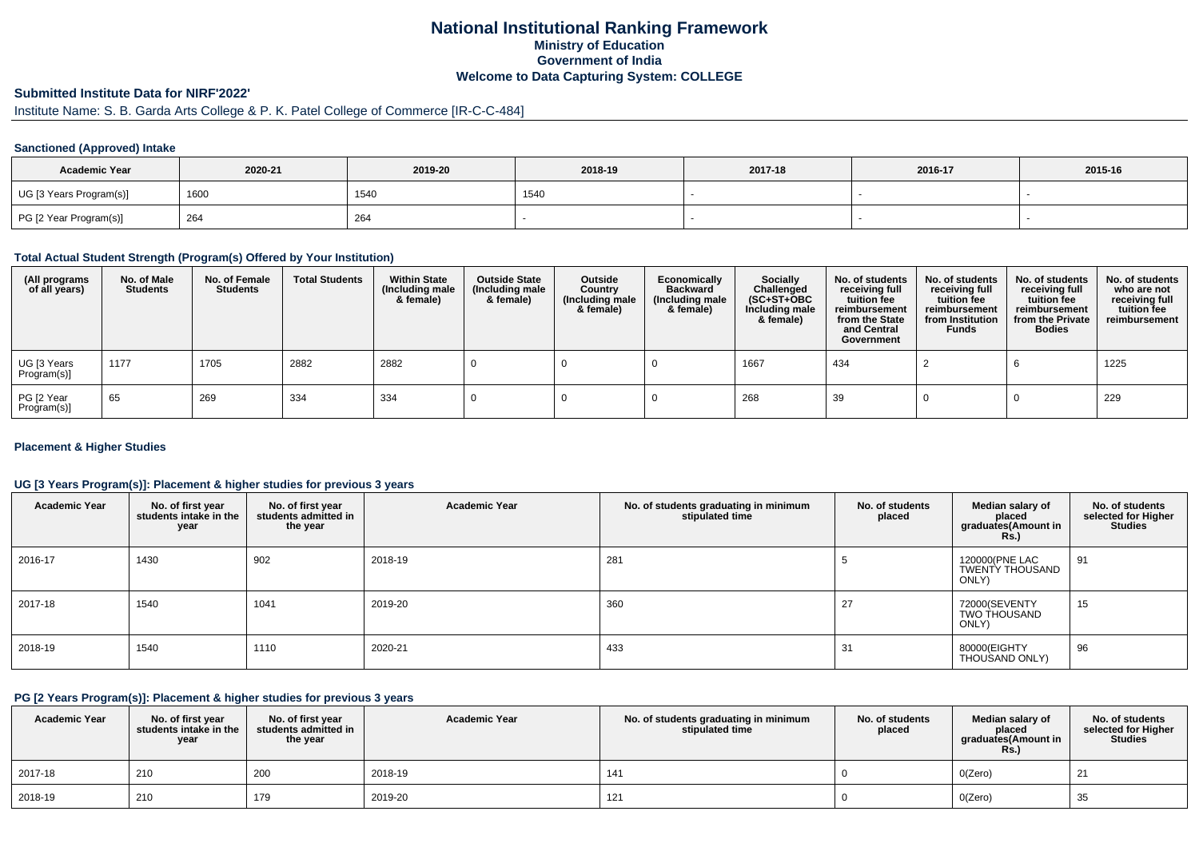# National Institutional Ranking Framework
## Ministry of Education
## Government of India
## Welcome to Data Capturing System: COLLEGE

### Submitted Institute Data for NIRF'2022'

Institute Name: S. B. Garda Arts College & P. K. Patel College of Commerce [IR-C-C-484]

#### Sanctioned (Approved) Intake

| Academic Year | 2020-21 | 2019-20 | 2018-19 | 2017-18 | 2016-17 | 2015-16 |
|---|---|---|---|---|---|---|
| UG [3 Years Program(s)] | 1600 | 1540 | 1540 | - | - | - |
| PG [2 Year Program(s)] | 264 | 264 | - | - | - | - |

#### Total Actual Student Strength (Program(s) Offered by Your Institution)

| (All programs of all years) | No. of Male Students | No. of Female Students | Total Students | Within State (Including male & female) | Outside State (Including male & female) | Outside Country (Including male & female) | Economically Backward (Including male & female) | Socially Challenged (SC+ST+OBC Including male & female) | No. of students receiving full tuition fee reimbursement from the State and Central Government | No. of students receiving full tuition fee reimbursement from Institution Funds | No. of students receiving full tuition fee reimbursement from the Private Bodies | No. of students who are not receiving full tuition fee reimbursement |
|---|---|---|---|---|---|---|---|---|---|---|---|---|
| UG [3 Years Program(s)] | 1177 | 1705 | 2882 | 2882 | 0 | 0 | 0 | 1667 | 434 | 2 | 6 | 1225 |
| PG [2 Year Program(s)] | 65 | 269 | 334 | 334 | 0 | 0 | 0 | 268 | 39 | 0 | 0 | 229 |

#### Placement & Higher Studies

#### UG [3 Years Program(s)]: Placement & higher studies for previous 3 years

| Academic Year | No. of first year students intake in the year | No. of first year students admitted in the year | Academic Year | No. of students graduating in minimum stipulated time | No. of students placed | Median salary of placed graduates(Amount in Rs.) | No. of students selected for Higher Studies |
|---|---|---|---|---|---|---|---|
| 2016-17 | 1430 | 902 | 2018-19 | 281 | 5 | 120000(PNE LAC TWENTY THOUSAND ONLY) | 91 |
| 2017-18 | 1540 | 1041 | 2019-20 | 360 | 27 | 72000(SEVENTY TWO THOUSAND ONLY) | 15 |
| 2018-19 | 1540 | 1110 | 2020-21 | 433 | 31 | 80000(EIGHTY THOUSAND ONLY) | 96 |

#### PG [2 Years Program(s)]: Placement & higher studies for previous 3 years

| Academic Year | No. of first year students intake in the year | No. of first year students admitted in the year | Academic Year | No. of students graduating in minimum stipulated time | No. of students placed | Median salary of placed graduates(Amount in Rs.) | No. of students selected for Higher Studies |
|---|---|---|---|---|---|---|---|
| 2017-18 | 210 | 200 | 2018-19 | 141 | 0 | 0(Zero) | 21 |
| 2018-19 | 210 | 179 | 2019-20 | 121 | 0 | 0(Zero) | 35 |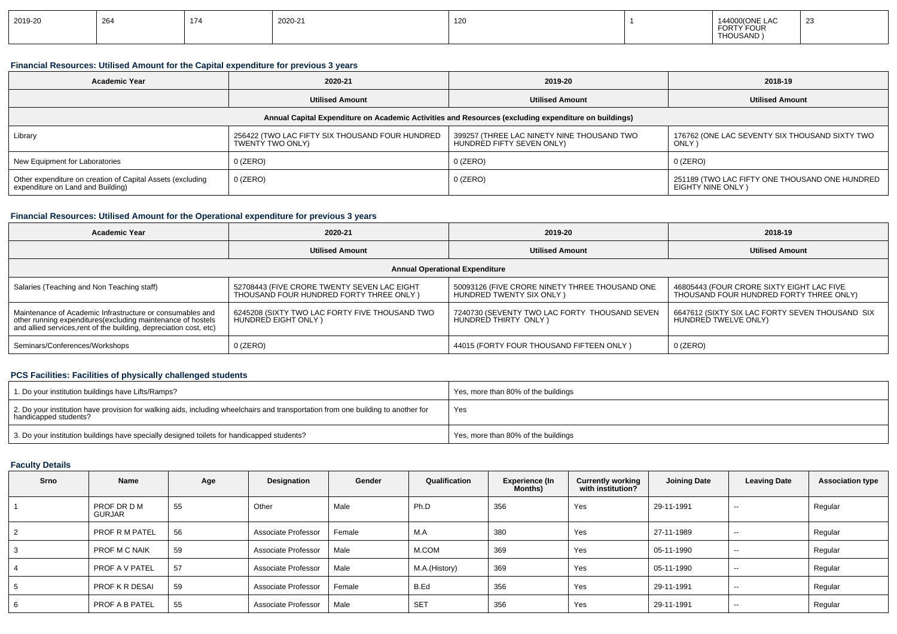| 2019-20 | 264 | 174 | 2020-21 | 120 | 1 | 144000(ONE LAC FORTY FOUR THOUSAND ) | 23 |
|---|---|---|---|---|---|---|---|

### Financial Resources: Utilised Amount for the Capital expenditure for previous 3 years

| Academic Year | 2020-21 | 2019-20 | 2018-19 |
|---|---|---|---|
| | Utilised Amount | Utilised Amount | Utilised Amount |
| Annual Capital Expenditure on Academic Activities and Resources (excluding expenditure on buildings) | | | |
| Library | 256422 (TWO LAC FIFTY SIX THOUSAND FOUR HUNDRED TWENTY TWO ONLY) | 399257 (THREE LAC NINETY NINE THOUSAND TWO HUNDRED FIFTY SEVEN ONLY) | 176762 (ONE LAC SEVENTY SIX THOUSAND SIXTY TWO ONLY ) |
| New Equipment for Laboratories | 0 (ZERO) | 0 (ZERO) | 0 (ZERO) |
| Other expenditure on creation of Capital Assets (excluding expenditure on Land and Building) | 0 (ZERO) | 0 (ZERO) | 251189 (TWO LAC FIFTY ONE THOUSAND ONE HUNDRED EIGHTY NINE ONLY ) |

### Financial Resources: Utilised Amount for the Operational expenditure for previous 3 years

| Academic Year | 2020-21 | 2019-20 | 2018-19 |
|---|---|---|---|
| | Utilised Amount | Utilised Amount | Utilised Amount |
| Annual Operational Expenditure | | | |
| Salaries (Teaching and Non Teaching staff) | 52708443 (FIVE CRORE TWENTY SEVEN LAC EIGHT THOUSAND FOUR HUNDRED FORTY THREE ONLY ) | 50093126 (FIVE CRORE NINETY THREE THOUSAND ONE HUNDRED TWENTY SIX ONLY ) | 46805443 (FOUR CRORE SIXTY EIGHT LAC FIVE THOUSAND FOUR HUNDRED FORTY THREE ONLY) |
| Maintenance of Academic Infrastructure or consumables and other running expenditures(excluding maintenance of hostels and allied services,rent of the building, depreciation cost, etc) | 6245208 (SIXTY TWO LAC FORTY FIVE THOUSAND TWO HUNDRED EIGHT ONLY ) | 7240730 (SEVENTY TWO LAC FORTY THOUSAND SEVEN HUNDRED THIRTY ONLY ) | 6647612 (SIXTY SIX LAC FORTY SEVEN THOUSAND SIX HUNDRED TWELVE ONLY) |
| Seminars/Conferences/Workshops | 0 (ZERO) | 44015 (FORTY FOUR THOUSAND FIFTEEN ONLY ) | 0 (ZERO) |

### PCS Facilities: Facilities of physically challenged students

| 1. Do your institution buildings have Lifts/Ramps? | Yes, more than 80% of the buildings |
|---|---|
| 2. Do your institution have provision for walking aids, including wheelchairs and transportation from one building to another for handicapped students? | Yes |
| 3. Do your institution buildings have specially designed toilets for handicapped students? | Yes, more than 80% of the buildings |

### Faculty Details

| Srno | Name | Age | Designation | Gender | Qualification | Experience (In Months) | Currently working with institution? | Joining Date | Leaving Date | Association type |
|---|---|---|---|---|---|---|---|---|---|---|
| 1 | PROF DR D M GURJAR | 55 | Other | Male | Ph.D | 356 | Yes | 29-11-1991 | -- | Regular |
| 2 | PROF R M PATEL | 56 | Associate Professor | Female | M.A | 380 | Yes | 27-11-1989 | -- | Regular |
| 3 | PROF M C NAIK | 59 | Associate Professor | Male | M.COM | 369 | Yes | 05-11-1990 | -- | Regular |
| 4 | PROF A V PATEL | 57 | Associate Professor | Male | M.A.(History) | 369 | Yes | 05-11-1990 | -- | Regular |
| 5 | PROF K R DESAI | 59 | Associate Professor | Female | B.Ed | 356 | Yes | 29-11-1991 | -- | Regular |
| 6 | PROF A B PATEL | 55 | Associate Professor | Male | SET | 356 | Yes | 29-11-1991 | -- | Regular |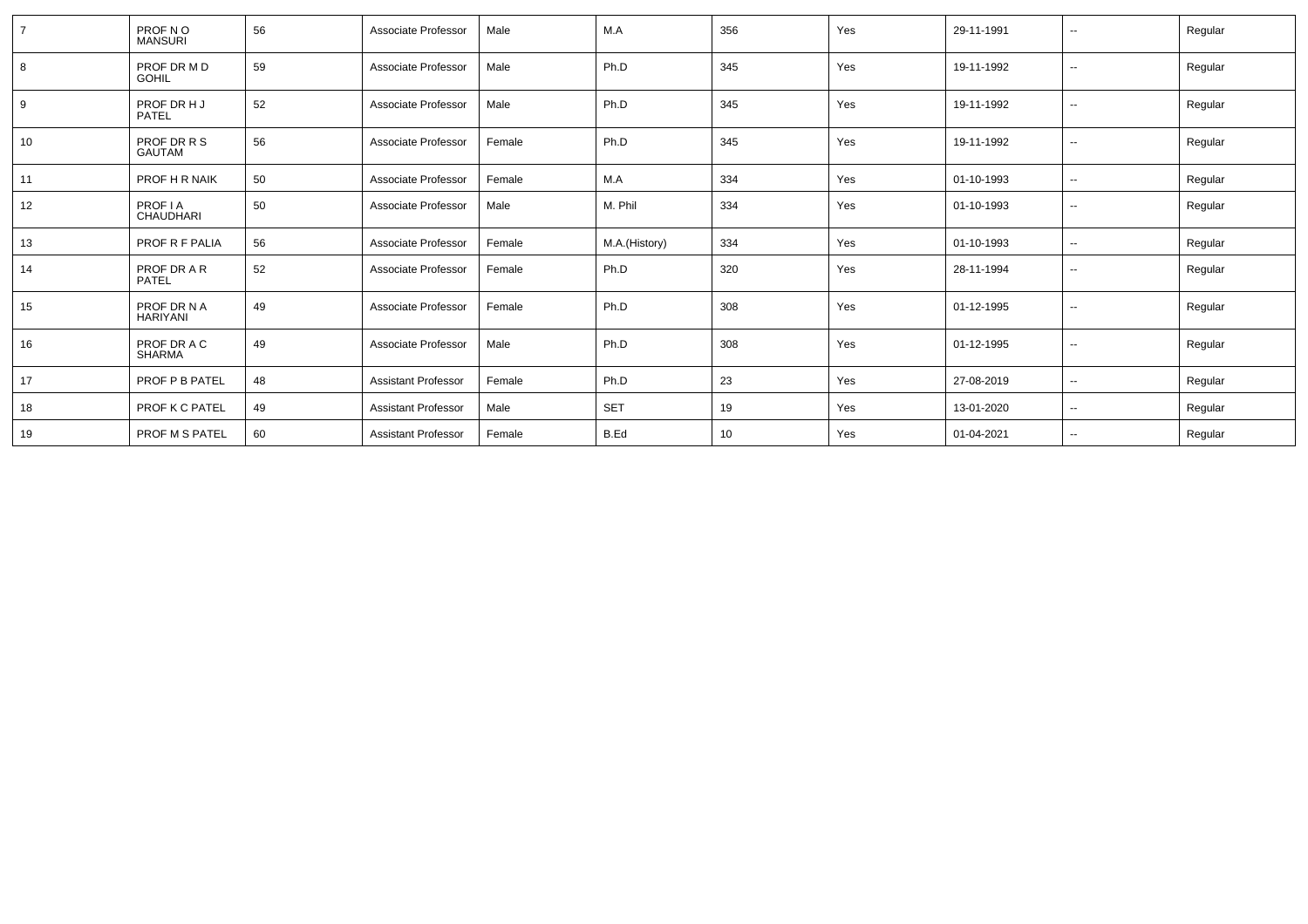| | | | | | | | | | | |
|---|---|---|---|---|---|---|---|---|---|---|
| 7 | PROF N O MANSURI | 56 | Associate Professor | Male | M.A | 356 | Yes | 29-11-1991 | -- | Regular |
| 8 | PROF DR M D GOHIL | 59 | Associate Professor | Male | Ph.D | 345 | Yes | 19-11-1992 | -- | Regular |
| 9 | PROF DR H J PATEL | 52 | Associate Professor | Male | Ph.D | 345 | Yes | 19-11-1992 | -- | Regular |
| 10 | PROF DR R S GAUTAM | 56 | Associate Professor | Female | Ph.D | 345 | Yes | 19-11-1992 | -- | Regular |
| 11 | PROF H R NAIK | 50 | Associate Professor | Female | M.A | 334 | Yes | 01-10-1993 | -- | Regular |
| 12 | PROF I A CHAUDHARI | 50 | Associate Professor | Male | M. Phil | 334 | Yes | 01-10-1993 | -- | Regular |
| 13 | PROF R F PALIA | 56 | Associate Professor | Female | M.A.(History) | 334 | Yes | 01-10-1993 | -- | Regular |
| 14 | PROF DR A R PATEL | 52 | Associate Professor | Female | Ph.D | 320 | Yes | 28-11-1994 | -- | Regular |
| 15 | PROF DR N A HARIYANI | 49 | Associate Professor | Female | Ph.D | 308 | Yes | 01-12-1995 | -- | Regular |
| 16 | PROF DR A C SHARMA | 49 | Associate Professor | Male | Ph.D | 308 | Yes | 01-12-1995 | -- | Regular |
| 17 | PROF P B PATEL | 48 | Assistant Professor | Female | Ph.D | 23 | Yes | 27-08-2019 | -- | Regular |
| 18 | PROF K C PATEL | 49 | Assistant Professor | Male | SET | 19 | Yes | 13-01-2020 | -- | Regular |
| 19 | PROF M S PATEL | 60 | Assistant Professor | Female | B.Ed | 10 | Yes | 01-04-2021 | -- | Regular |